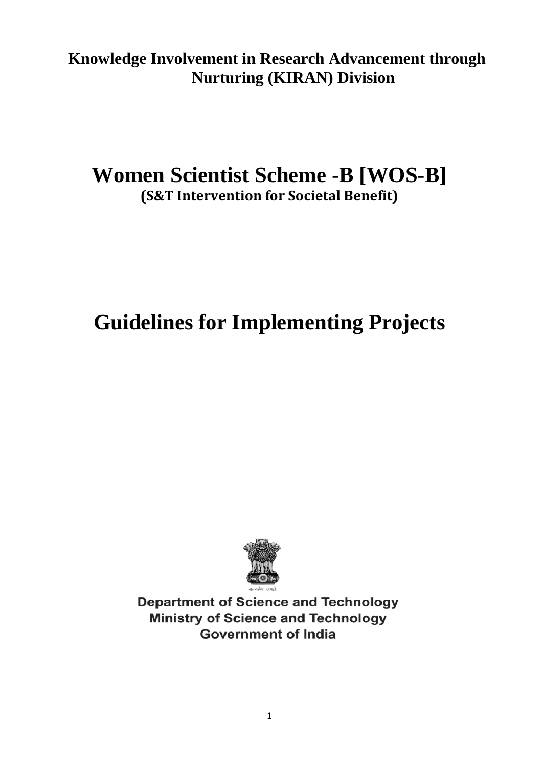**Knowledge Involvement in Research Advancement through Nurturing (KIRAN) Division**

# Women Scientist Scheme -B [WOS-B]

**(S&T Intervention for Societal Benefit)**

# Guidelines for Implementing Projects

सत्यमेव जयते

**Department of Science and Technology**
**Ministry of Science and Technology**
**Government of India**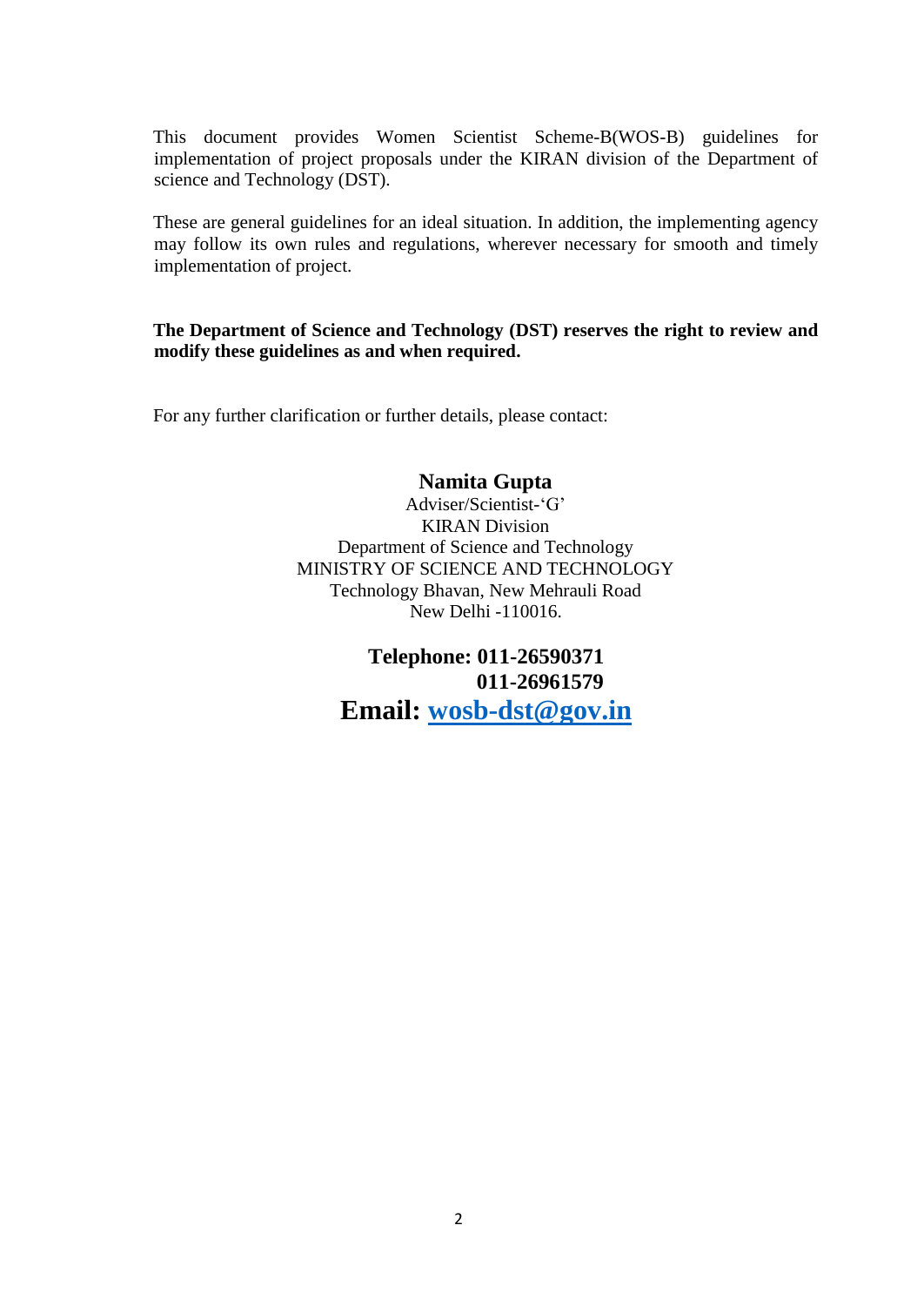This document provides Women Scientist Scheme-B(WOS-B) guidelines for implementation of project proposals under the KIRAN division of the Department of science and Technology (DST).

These are general guidelines for an ideal situation. In addition, the implementing agency may follow its own rules and regulations, wherever necessary for smooth and timely implementation of project.

**The Department of Science and Technology (DST) reserves the right to review and modify these guidelines as and when required.**

For any further clarification or further details, please contact:

**Namita Gupta**
Adviser/Scientist-'G'
KIRAN Division
Department of Science and Technology
MINISTRY OF SCIENCE AND TECHNOLOGY
Technology Bhavan, New Mehrauli Road
New Delhi -110016.

**Telephone: 011-26590371**
**011-26961579**

**Email: [wosb-dst@gov.in](mailto:wosb-dst@gov.in)**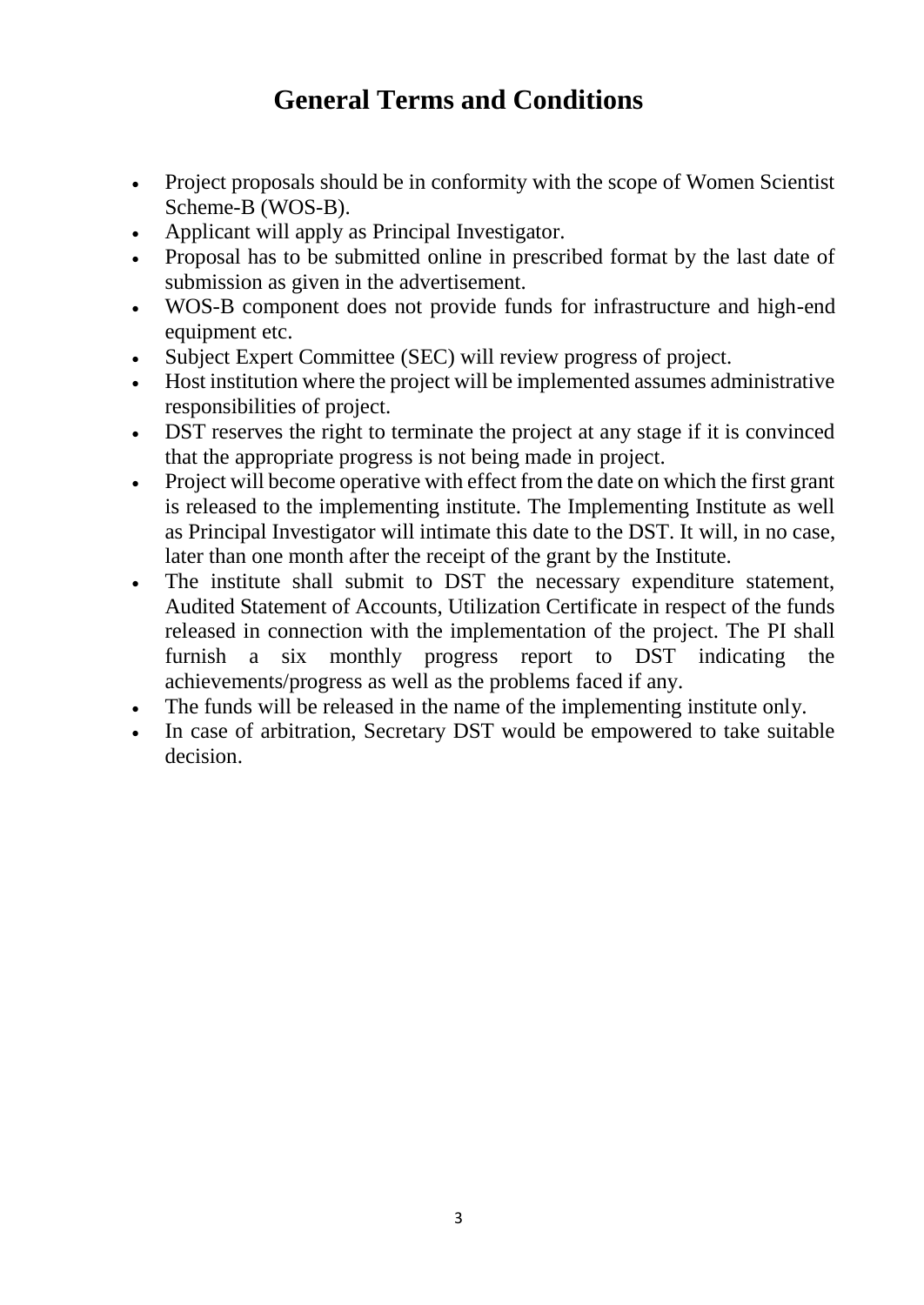# General Terms and Conditions

- Project proposals should be in conformity with the scope of Women Scientist Scheme-B (WOS-B).
- Applicant will apply as Principal Investigator.
- Proposal has to be submitted online in prescribed format by the last date of submission as given in the advertisement.
- WOS-B component does not provide funds for infrastructure and high-end equipment etc.
- Subject Expert Committee (SEC) will review progress of project.
- Host institution where the project will be implemented assumes administrative responsibilities of project.
- DST reserves the right to terminate the project at any stage if it is convinced that the appropriate progress is not being made in project.
- Project will become operative with effect from the date on which the first grant is released to the implementing institute. The Implementing Institute as well as Principal Investigator will intimate this date to the DST. It will, in no case, later than one month after the receipt of the grant by the Institute.
- The institute shall submit to DST the necessary expenditure statement, Audited Statement of Accounts, Utilization Certificate in respect of the funds released in connection with the implementation of the project. The PI shall furnish a six monthly progress report to DST indicating the achievements/progress as well as the problems faced if any.
- The funds will be released in the name of the implementing institute only.
- In case of arbitration, Secretary DST would be empowered to take suitable decision.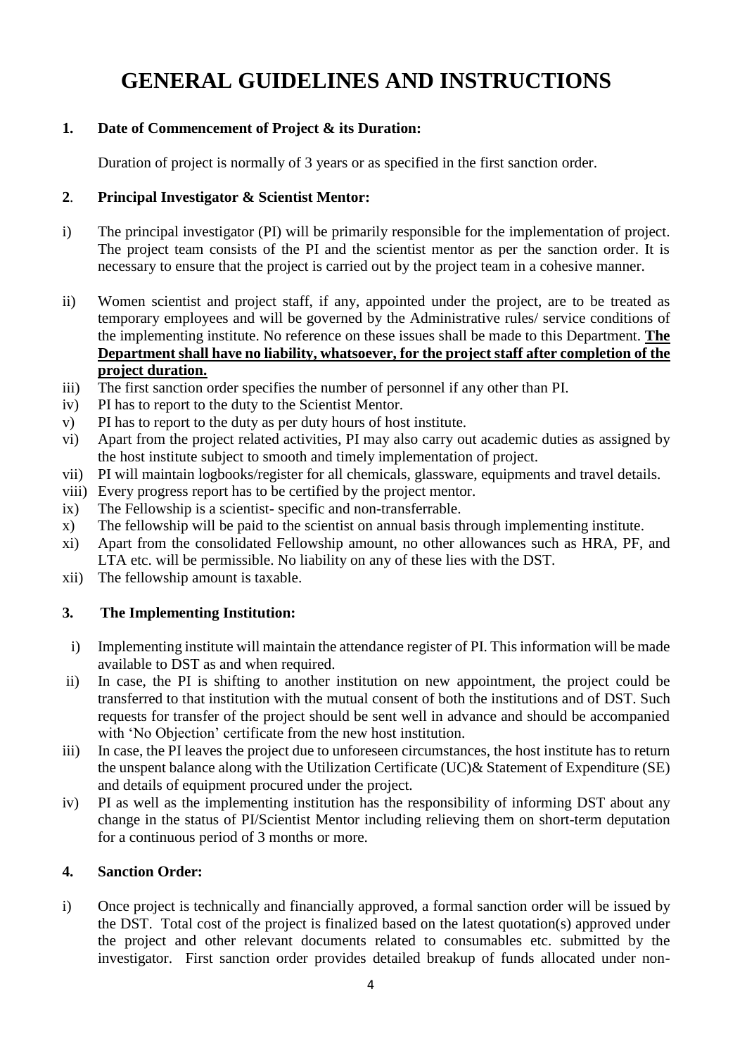# GENERAL GUIDELINES AND INSTRUCTIONS

**1. Date of Commencement of Project & its Duration:**

Duration of project is normally of 3 years or as specified in the first sanction order.

**2. Principal Investigator & Scientist Mentor:**

i) The principal investigator (PI) will be primarily responsible for the implementation of project. The project team consists of the PI and the scientist mentor as per the sanction order. It is necessary to ensure that the project is carried out by the project team in a cohesive manner.

ii) Women scientist and project staff, if any, appointed under the project, are to be treated as temporary employees and will be governed by the Administrative rules/ service conditions of the implementing institute. No reference on these issues shall be made to this Department. **The Department shall have no liability, whatsoever, for the project staff after completion of the project duration.**

iii) The first sanction order specifies the number of personnel if any other than PI.

iv) PI has to report to the duty to the Scientist Mentor.

v) PI has to report to the duty as per duty hours of host institute.

vi) Apart from the project related activities, PI may also carry out academic duties as assigned by the host institute subject to smooth and timely implementation of project.

vii) PI will maintain logbooks/register for all chemicals, glassware, equipments and travel details.

viii) Every progress report has to be certified by the project mentor.

ix) The Fellowship is a scientist- specific and non-transferrable.

x) The fellowship will be paid to the scientist on annual basis through implementing institute.

xi) Apart from the consolidated Fellowship amount, no other allowances such as HRA, PF, and LTA etc. will be permissible. No liability on any of these lies with the DST.

xii) The fellowship amount is taxable.

**3. The Implementing Institution:**

i) Implementing institute will maintain the attendance register of PI. This information will be made available to DST as and when required.

ii) In case, the PI is shifting to another institution on new appointment, the project could be transferred to that institution with the mutual consent of both the institutions and of DST. Such requests for transfer of the project should be sent well in advance and should be accompanied with 'No Objection' certificate from the new host institution.

iii) In case, the PI leaves the project due to unforeseen circumstances, the host institute has to return the unspent balance along with the Utilization Certificate (UC)& Statement of Expenditure (SE) and details of equipment procured under the project.

iv) PI as well as the implementing institution has the responsibility of informing DST about any change in the status of PI/Scientist Mentor including relieving them on short-term deputation for a continuous period of 3 months or more.

**4. Sanction Order:**

i) Once project is technically and financially approved, a formal sanction order will be issued by the DST. Total cost of the project is finalized based on the latest quotation(s) approved under the project and other relevant documents related to consumables etc. submitted by the investigator. First sanction order provides detailed breakup of funds allocated under non-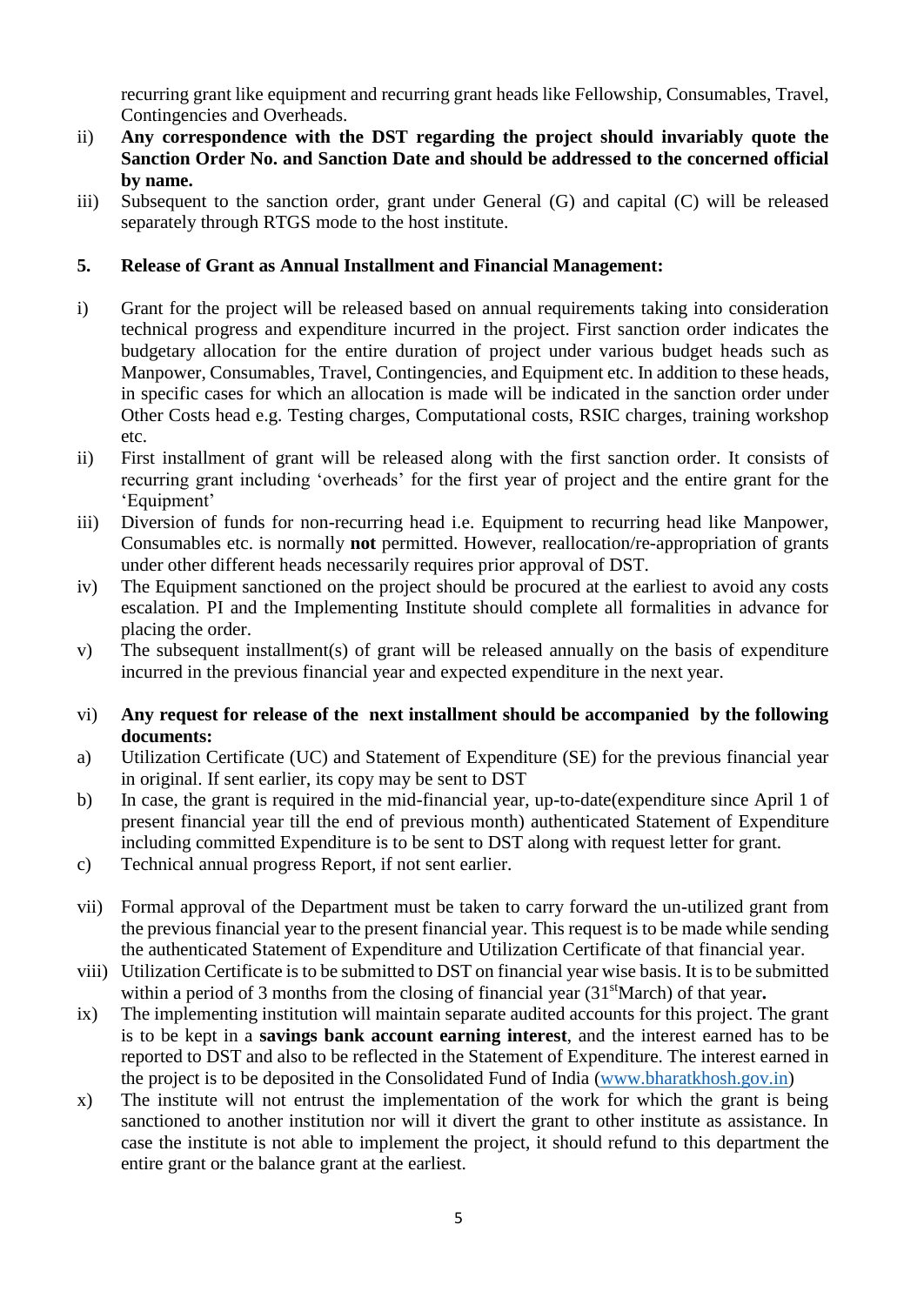recurring grant like equipment and recurring grant heads like Fellowship, Consumables, Travel, Contingencies and Overheads.

ii) **Any correspondence with the DST regarding the project should invariably quote the Sanction Order No. and Sanction Date and should be addressed to the concerned official by name.**

iii) Subsequent to the sanction order, grant under General (G) and capital (C) will be released separately through RTGS mode to the host institute.

## 5. Release of Grant as Annual Installment and Financial Management:

i) Grant for the project will be released based on annual requirements taking into consideration technical progress and expenditure incurred in the project. First sanction order indicates the budgetary allocation for the entire duration of project under various budget heads such as Manpower, Consumables, Travel, Contingencies, and Equipment etc. In addition to these heads, in specific cases for which an allocation is made will be indicated in the sanction order under Other Costs head e.g. Testing charges, Computational costs, RSIC charges, training workshop etc.

ii) First installment of grant will be released along with the first sanction order. It consists of recurring grant including 'overheads' for the first year of project and the entire grant for the 'Equipment'

iii) Diversion of funds for non-recurring head i.e. Equipment to recurring head like Manpower, Consumables etc. is normally **not** permitted. However, reallocation/re-appropriation of grants under other different heads necessarily requires prior approval of DST.

iv) The Equipment sanctioned on the project should be procured at the earliest to avoid any costs escalation. PI and the Implementing Institute should complete all formalities in advance for placing the order.

v) The subsequent installment(s) of grant will be released annually on the basis of expenditure incurred in the previous financial year and expected expenditure in the next year.

vi) **Any request for release of the next installment should be accompanied by the following documents:**

a) Utilization Certificate (UC) and Statement of Expenditure (SE) for the previous financial year in original. If sent earlier, its copy may be sent to DST

b) In case, the grant is required in the mid-financial year, up-to-date(expenditure since April 1 of present financial year till the end of previous month) authenticated Statement of Expenditure including committed Expenditure is to be sent to DST along with request letter for grant.

c) Technical annual progress Report, if not sent earlier.

vii) Formal approval of the Department must be taken to carry forward the un-utilized grant from the previous financial year to the present financial year. This request is to be made while sending the authenticated Statement of Expenditure and Utilization Certificate of that financial year.

viii) Utilization Certificate is to be submitted to DST on financial year wise basis. It is to be submitted within a period of 3 months from the closing of financial year (31st March) of that year**.**

ix) The implementing institution will maintain separate audited accounts for this project. The grant is to be kept in a **savings bank account earning interest**, and the interest earned has to be reported to DST and also to be reflected in the Statement of Expenditure. The interest earned in the project is to be deposited in the Consolidated Fund of India (www.bharatkhosh.gov.in)

x) The institute will not entrust the implementation of the work for which the grant is being sanctioned to another institution nor will it divert the grant to other institute as assistance. In case the institute is not able to implement the project, it should refund to this department the entire grant or the balance grant at the earliest.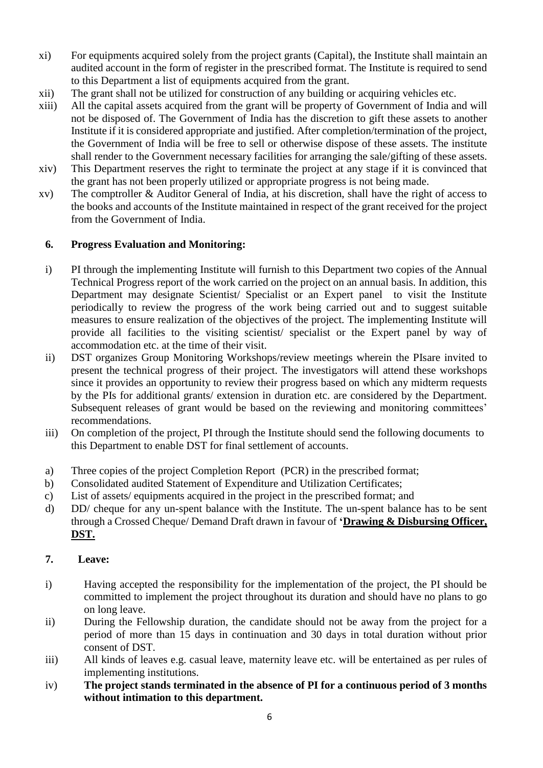xi) For equipments acquired solely from the project grants (Capital), the Institute shall maintain an audited account in the form of register in the prescribed format. The Institute is required to send to this Department a list of equipments acquired from the grant.

xii) The grant shall not be utilized for construction of any building or acquiring vehicles etc.

xiii) All the capital assets acquired from the grant will be property of Government of India and will not be disposed of. The Government of India has the discretion to gift these assets to another Institute if it is considered appropriate and justified. After completion/termination of the project, the Government of India will be free to sell or otherwise dispose of these assets. The institute shall render to the Government necessary facilities for arranging the sale/gifting of these assets.

xiv) This Department reserves the right to terminate the project at any stage if it is convinced that the grant has not been properly utilized or appropriate progress is not being made.

xv) The comptroller & Auditor General of India, at his discretion, shall have the right of access to the books and accounts of the Institute maintained in respect of the grant received for the project from the Government of India.

**6. Progress Evaluation and Monitoring:**

i) PI through the implementing Institute will furnish to this Department two copies of the Annual Technical Progress report of the work carried on the project on an annual basis. In addition, this Department may designate Scientist/ Specialist or an Expert panel to visit the Institute periodically to review the progress of the work being carried out and to suggest suitable measures to ensure realization of the objectives of the project. The implementing Institute will provide all facilities to the visiting scientist/ specialist or the Expert panel by way of accommodation etc. at the time of their visit.

ii) DST organizes Group Monitoring Workshops/review meetings wherein the PIsare invited to present the technical progress of their project. The investigators will attend these workshops since it provides an opportunity to review their progress based on which any midterm requests by the PIs for additional grants/ extension in duration etc. are considered by the Department. Subsequent releases of grant would be based on the reviewing and monitoring committees' recommendations.

iii) On completion of the project, PI through the Institute should send the following documents to this Department to enable DST for final settlement of accounts.

a) Three copies of the project Completion Report (PCR) in the prescribed format;

b) Consolidated audited Statement of Expenditure and Utilization Certificates;

c) List of assets/ equipments acquired in the project in the prescribed format; and

d) DD/ cheque for any un-spent balance with the Institute. The un-spent balance has to be sent through a Crossed Cheque/ Demand Draft drawn in favour of **'Drawing & Disbursing Officer, DST.**

**7. Leave:**

i) Having accepted the responsibility for the implementation of the project, the PI should be committed to implement the project throughout its duration and should have no plans to go on long leave.

ii) During the Fellowship duration, the candidate should not be away from the project for a period of more than 15 days in continuation and 30 days in total duration without prior consent of DST.

iii) All kinds of leaves e.g. casual leave, maternity leave etc. will be entertained as per rules of implementing institutions.

iv) **The project stands terminated in the absence of PI for a continuous period of 3 months without intimation to this department.**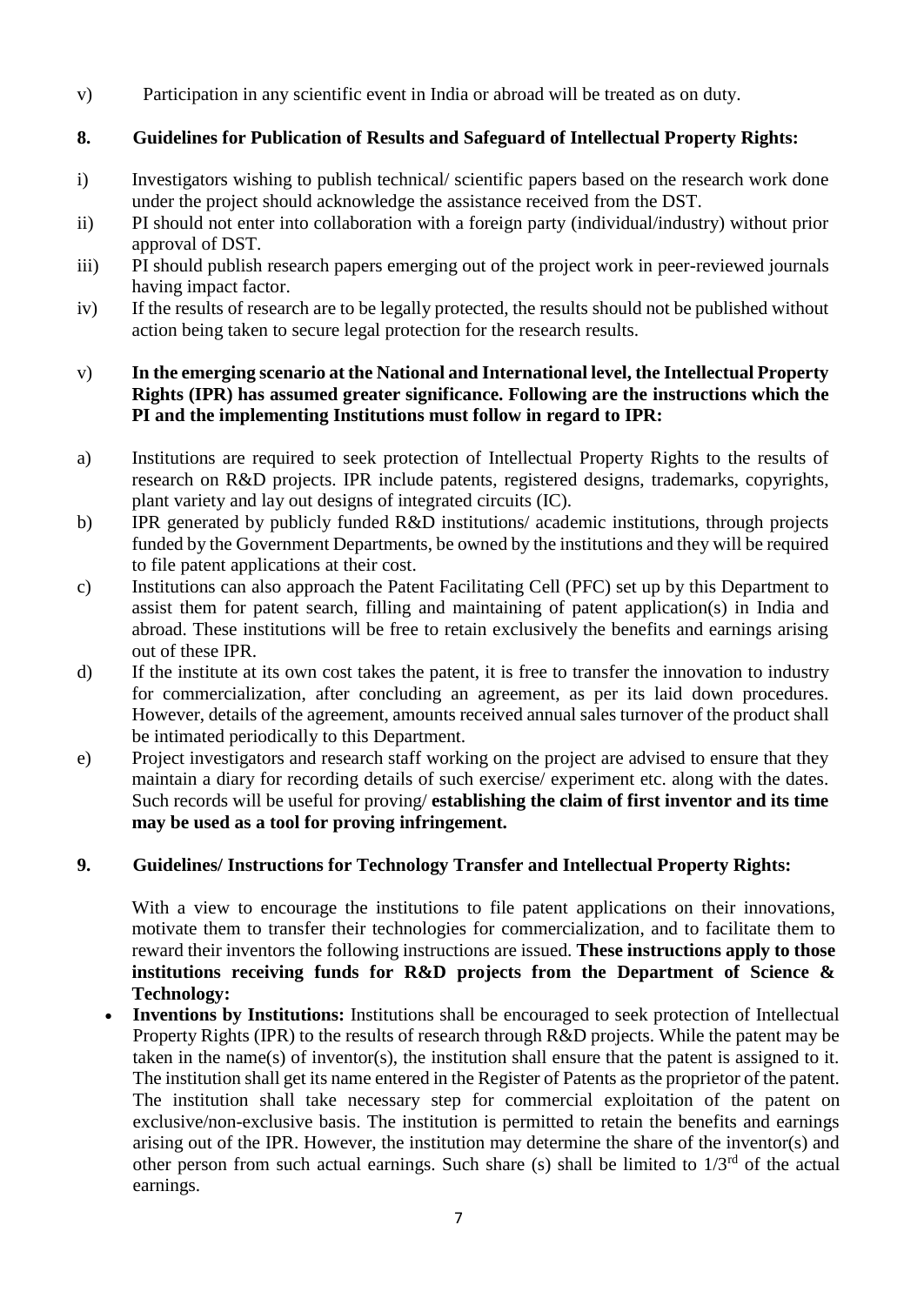v) Participation in any scientific event in India or abroad will be treated as on duty.

## 8. Guidelines for Publication of Results and Safeguard of Intellectual Property Rights:

i) Investigators wishing to publish technical/ scientific papers based on the research work done under the project should acknowledge the assistance received from the DST.

ii) PI should not enter into collaboration with a foreign party (individual/industry) without prior approval of DST.

iii) PI should publish research papers emerging out of the project work in peer-reviewed journals having impact factor.

iv) If the results of research are to be legally protected, the results should not be published without action being taken to secure legal protection for the research results.

v) **In the emerging scenario at the National and International level, the Intellectual Property Rights (IPR) has assumed greater significance. Following are the instructions which the PI and the implementing Institutions must follow in regard to IPR:**

a) Institutions are required to seek protection of Intellectual Property Rights to the results of research on R&D projects. IPR include patents, registered designs, trademarks, copyrights, plant variety and lay out designs of integrated circuits (IC).

b) IPR generated by publicly funded R&D institutions/ academic institutions, through projects funded by the Government Departments, be owned by the institutions and they will be required to file patent applications at their cost.

c) Institutions can also approach the Patent Facilitating Cell (PFC) set up by this Department to assist them for patent search, filling and maintaining of patent application(s) in India and abroad. These institutions will be free to retain exclusively the benefits and earnings arising out of these IPR.

d) If the institute at its own cost takes the patent, it is free to transfer the innovation to industry for commercialization, after concluding an agreement, as per its laid down procedures. However, details of the agreement, amounts received annual sales turnover of the product shall be intimated periodically to this Department.

e) Project investigators and research staff working on the project are advised to ensure that they maintain a diary for recording details of such exercise/ experiment etc. along with the dates. Such records will be useful for proving/ **establishing the claim of first inventor and its time may be used as a tool for proving infringement.**

## 9. Guidelines/ Instructions for Technology Transfer and Intellectual Property Rights:

With a view to encourage the institutions to file patent applications on their innovations, motivate them to transfer their technologies for commercialization, and to facilitate them to reward their inventors the following instructions are issued. **These instructions apply to those institutions receiving funds for R&D projects from the Department of Science & Technology:**

- **Inventions by Institutions:** Institutions shall be encouraged to seek protection of Intellectual Property Rights (IPR) to the results of research through R&D projects. While the patent may be taken in the name(s) of inventor(s), the institution shall ensure that the patent is assigned to it. The institution shall get its name entered in the Register of Patents as the proprietor of the patent. The institution shall take necessary step for commercial exploitation of the patent on exclusive/non-exclusive basis. The institution is permitted to retain the benefits and earnings arising out of the IPR. However, the institution may determine the share of the inventor(s) and other person from such actual earnings. Such share (s) shall be limited to $1/3^{rd}$ of the actual earnings.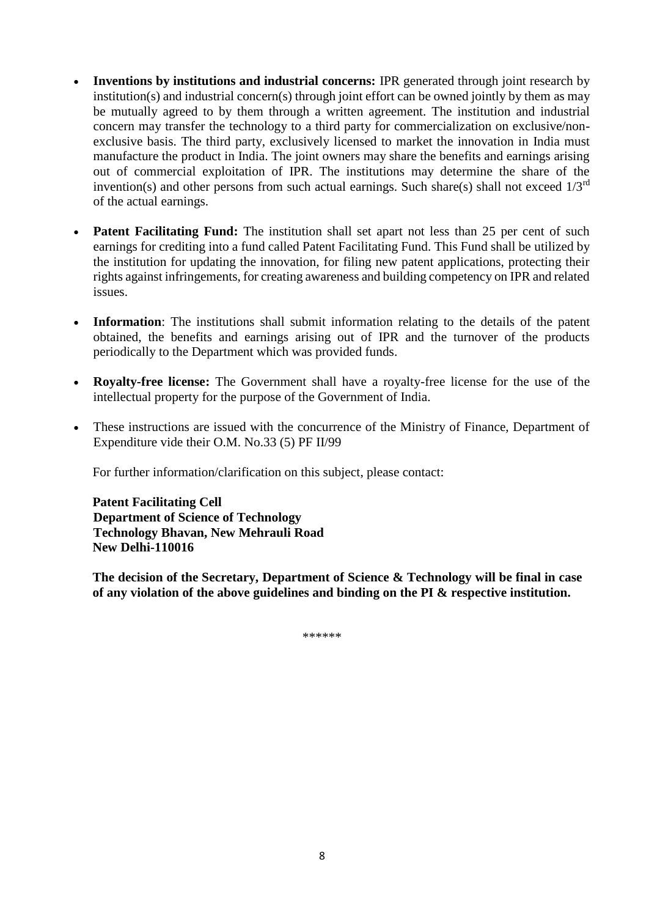- **Inventions by institutions and industrial concerns:** IPR generated through joint research by institution(s) and industrial concern(s) through joint effort can be owned jointly by them as may be mutually agreed to by them through a written agreement. The institution and industrial concern may transfer the technology to a third party for commercialization on exclusive/non-exclusive basis. The third party, exclusively licensed to market the innovation in India must manufacture the product in India. The joint owners may share the benefits and earnings arising out of commercial exploitation of IPR. The institutions may determine the share of the invention(s) and other persons from such actual earnings. Such share(s) shall not exceed 1/3rd of the actual earnings.

- **Patent Facilitating Fund:** The institution shall set apart not less than 25 per cent of such earnings for crediting into a fund called Patent Facilitating Fund. This Fund shall be utilized by the institution for updating the innovation, for filing new patent applications, protecting their rights against infringements, for creating awareness and building competency on IPR and related issues.

- **Information**: The institutions shall submit information relating to the details of the patent obtained, the benefits and earnings arising out of IPR and the turnover of the products periodically to the Department which was provided funds.

- **Royalty-free license:** The Government shall have a royalty-free license for the use of the intellectual property for the purpose of the Government of India.

- These instructions are issued with the concurrence of the Ministry of Finance, Department of Expenditure vide their O.M. No.33 (5) PF II/99

For further information/clarification on this subject, please contact:

**Patent Facilitating Cell**
**Department of Science of Technology**
**Technology Bhavan, New Mehrauli Road**
**New Delhi-110016**

**The decision of the Secretary, Department of Science & Technology will be final in case of any violation of the above guidelines and binding on the PI & respective institution.**

******